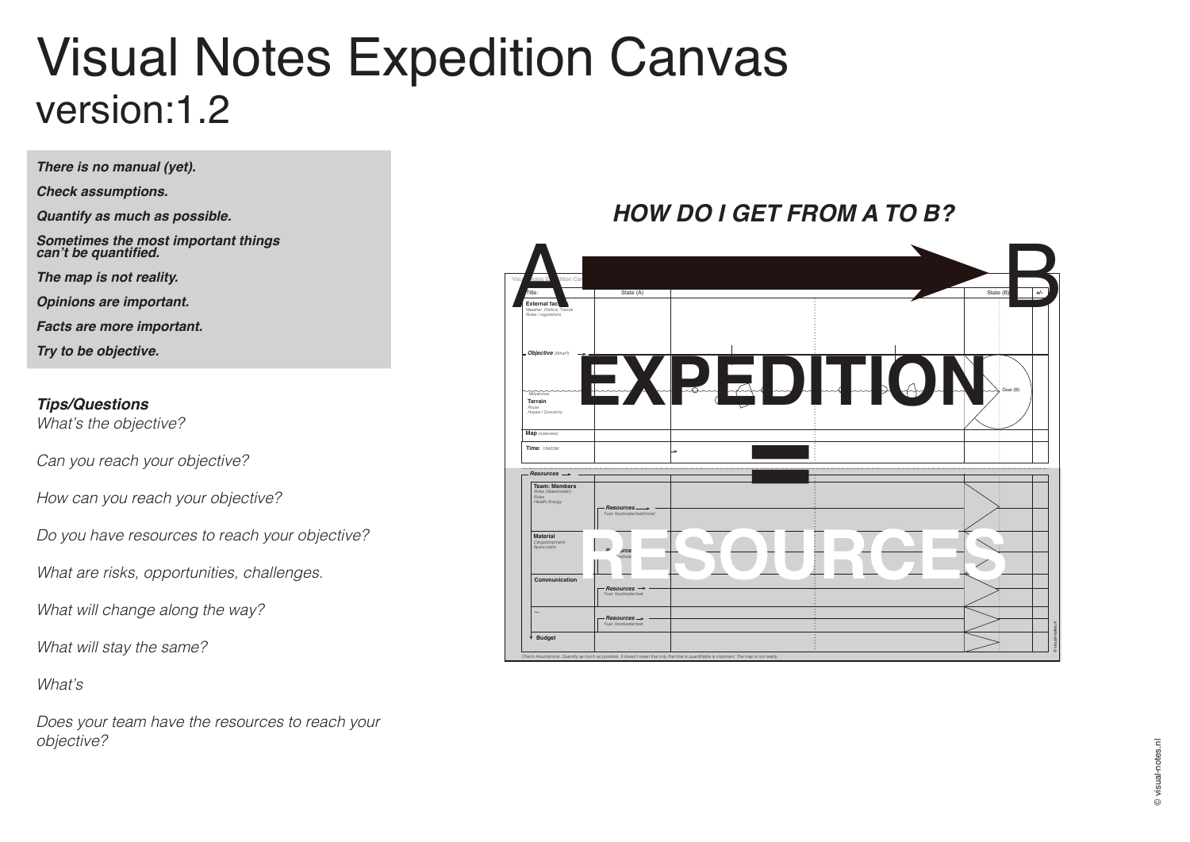# Visual Notes Expedition Canvas
## version:1.2

***There is no manual (yet).***

***Check assumptions.***

***Quantify as much as possible.***

***Sometimes the most important things can't be quantified.***

***The map is not reality.***

***Opinions are important.***

***Facts are more important.***

***Try to be objective.***

***Tips/Questions***

*What's the objective?*

*Can you reach your objective?*

*How can you reach your objective?*

*Do you have resources to reach your objective?*

*What are risks, opportunities, challenges.*

*What will change along the way?*

*What will stay the same?*

*What's*

*Does your team have the resources to reach your objective?*

***HOW DO I GET FROM A TO B?***

A → B

**EXPEDITION**

–

**RESOURCES**

Visual Notes Expedition Canvas

| Title: | State (A) | | | State (B) | +/- |
|---|---|---|---|---|---|
| **External factors** *Weather, Politics, Trends, Rules / regulations* | | | | | |
| ***Objective*** *(What?)* | | | | | |
| *Milestones* **Terrain** *Route, Hopes / Concerns* | | | | Goal (B) | |
| **Map** *(side/view)* | | | | | |
| **Time**: *Y/M/D/M* | | | | | |

| ***Resources*** | | | | | |
|---|---|---|---|---|---|
| **Team: Members** *Roles (Stakeholder), Rules, Health/ Energy* | ***Resources*** *Fuel: food/water/heat/more/* | | | | |
| **Material** *Cargo/shipment/ Spare parts* | ***Resources*** *Fuel: food/water/* | | | | |
| **Communication** | ***Resources*** *Fuel: food/water/heat* | | | | |
| **...** | ***Resources*** *Fuel: food/water/heat* | | | | |
| **Budget** | | | | | |

*Check Assumptions. Quantify as much as possible. It doesn't mean that only that that is quantifiable is important. The map is not reality.*

© visual-notes.nl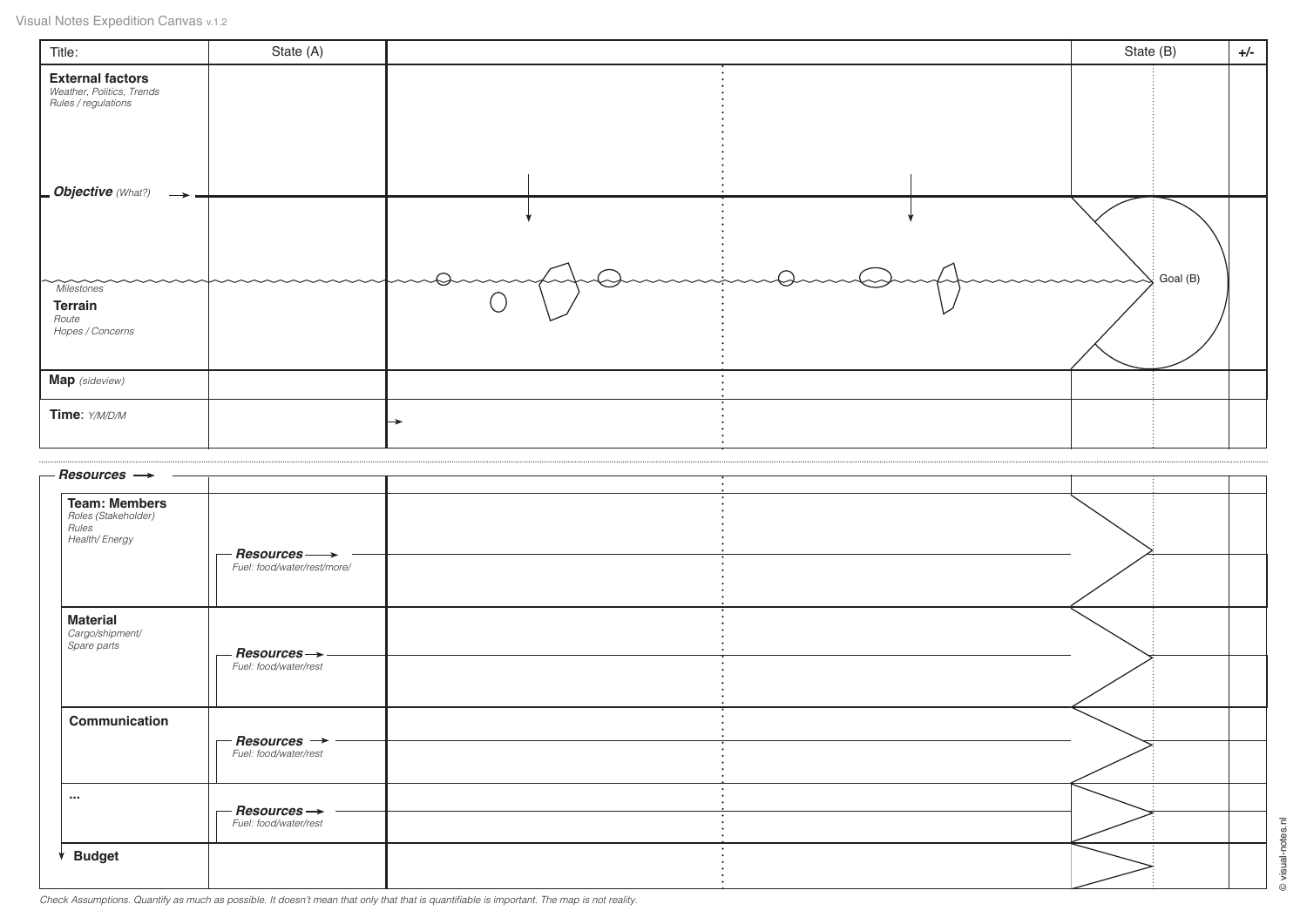Visual Notes Expedition Canvas v.1.2

| Title: | State (A) | | State (B) | +/- |
| --- | --- | --- | --- | --- |
| **External factors**<br>*Weather, Politics, Trends*<br>*Rules / regulations* | | | | |
| ***Objective*** *(What?)* → | | | | |
| *Milestones*<br>**Terrain**<br>*Route*<br>*Hopes / Concerns* | | | Goal (B) | |
| **Map** *(sideview)* | | | | |
| **Time**: *Y/M/D/M* | | → | | |

***Resources*** →

| | | | | |
| --- | --- | --- | --- | --- |
| **Team: Members**<br>*Roles (Stakeholder)*<br>*Rules*<br>*Health/ Energy* | ***Resources*** →<br>*Fuel: food/water/rest/more/* | | | |
| **Material**<br>*Cargo/shipment/*<br>*Spare parts* | ***Resources*** →<br>*Fuel: food/water/rest* | | | |
| **Communication** | ***Resources*** →<br>*Fuel: food/water/rest* | | | |
| **...** | ***Resources*** →<br>*Fuel: food/water/rest* | | | |
| **Budget** | | | | |

*Check Assumptions. Quantify as much as possible. It doesn't mean that only that that is quantifiable is important. The map is not reality.*

© visual-notes.nl